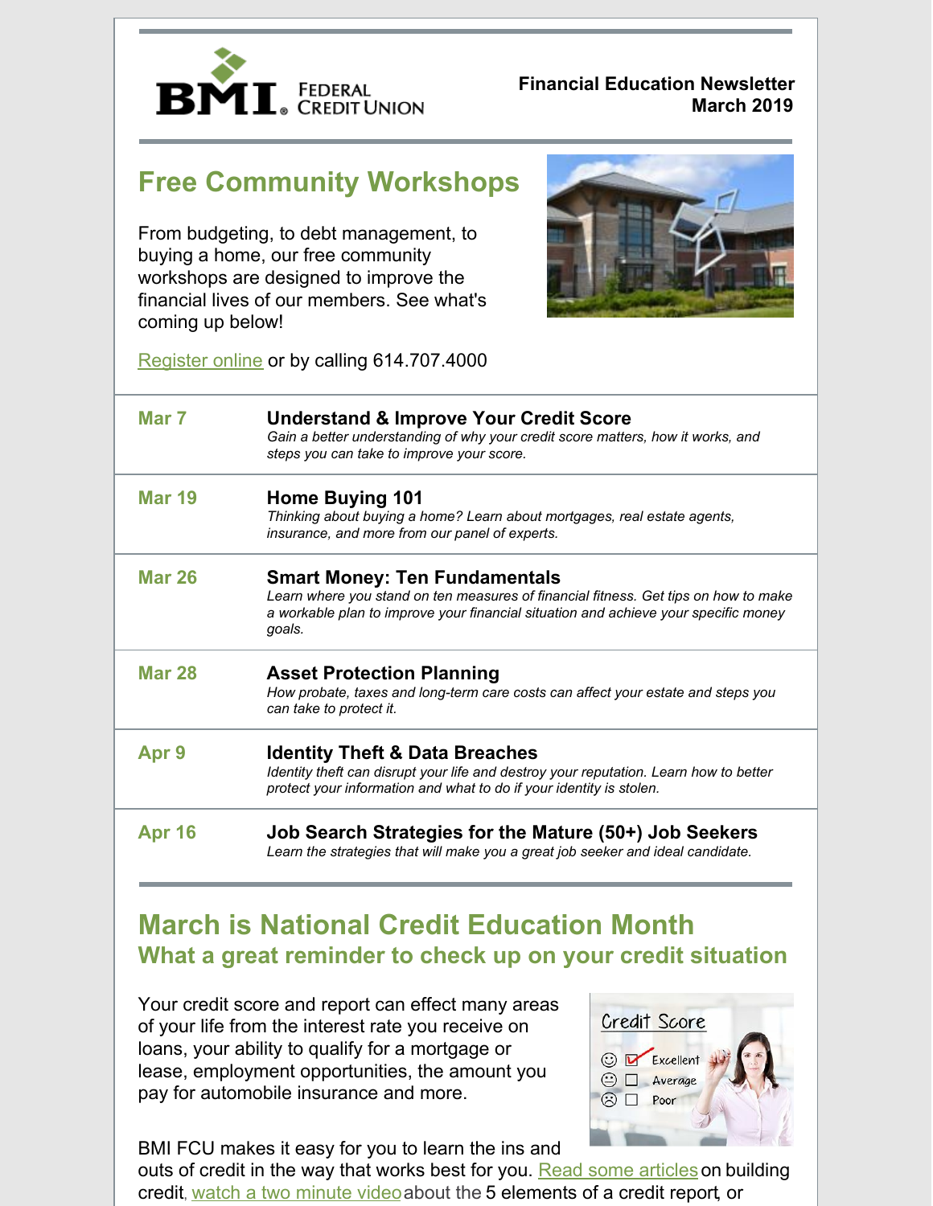BMI Federal Credit Union

**Financial Education Newsletter**
**March 2019**

## Free Community Workshops

From budgeting, to debt management, to buying a home, our free community workshops are designed to improve the financial lives of our members. See what's coming up below!

Register online or by calling 614.707.4000

| Date | Workshop |
| --- | --- |
| **Mar 7** | **Understand & Improve Your Credit Score**<br>*Gain a better understanding of why your credit score matters, how it works, and steps you can take to improve your score.* |
| **Mar 19** | **Home Buying 101**<br>*Thinking about buying a home? Learn about mortgages, real estate agents, insurance, and more from our panel of experts.* |
| **Mar 26** | **Smart Money: Ten Fundamentals**<br>*Learn where you stand on ten measures of financial fitness. Get tips on how to make a workable plan to improve your financial situation and achieve your specific money goals.* |
| **Mar 28** | **Asset Protection Planning**<br>*How probate, taxes and long-term care costs can affect your estate and steps you can take to protect it.* |
| **Apr 9** | **Identity Theft & Data Breaches**<br>*Identity theft can disrupt your life and destroy your reputation. Learn how to better protect your information and what to do if your identity is stolen.* |
| **Apr 16** | **Job Search Strategies for the Mature (50+) Job Seekers**<br>*Learn the strategies that will make you a great job seeker and ideal candidate.* |

## March is National Credit Education Month

### What a great reminder to check up on your credit situation

Your credit score and report can effect many areas of your life from the interest rate you receive on loans, your ability to qualify for a mortgage or lease, employment opportunities, the amount you pay for automobile insurance and more.

BMI FCU makes it easy for you to learn the ins and outs of credit in the way that works best for you. Read some articles on building credit, watch a two minute video about the 5 elements of a credit report, or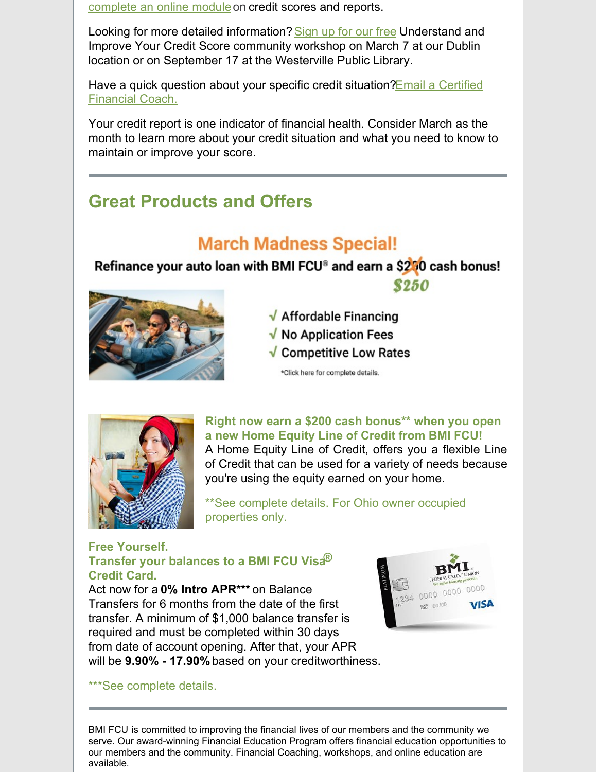complete an online module on credit scores and reports.

Looking for more detailed information? Sign up for our free Understand and Improve Your Credit Score community workshop on March 7 at our Dublin location or on September 17 at the Westerville Public Library.

Have a quick question about your specific credit situation? Email a Certified Financial Coach.

Your credit report is one indicator of financial health. Consider March as the month to learn more about your credit situation and what you need to know to maintain or improve your score.

---

## Great Products and Offers

### March Madness Special!

**Refinance your auto loan with BMI FCU® and earn a ~~$200~~ $250 cash bonus!**

- √ Affordable Financing
- √ No Application Fees
- √ Competitive Low Rates

*Click here for complete details.

**Right now earn a $200 cash bonus** when you open a new Home Equity Line of Credit from BMI FCU!**

A Home Equity Line of Credit, offers you a flexible Line of Credit that can be used for a variety of needs because you're using the equity earned on your home.

**See complete details. For Ohio owner occupied properties only.

**Free Yourself.**
**Transfer your balances to a BMI FCU Visa® Credit Card.**

Act now for a **0% Intro APR***** on Balance Transfers for 6 months from the date of the first transfer. A minimum of $1,000 balance transfer is required and must be completed within 30 days from date of account opening. After that, your APR will be **9.90% - 17.90%** based on your creditworthiness.

***See complete details.

---

BMI FCU is committed to improving the financial lives of our members and the community we serve. Our award-winning Financial Education Program offers financial education opportunities to our members and the community. Financial Coaching, workshops, and online education are available.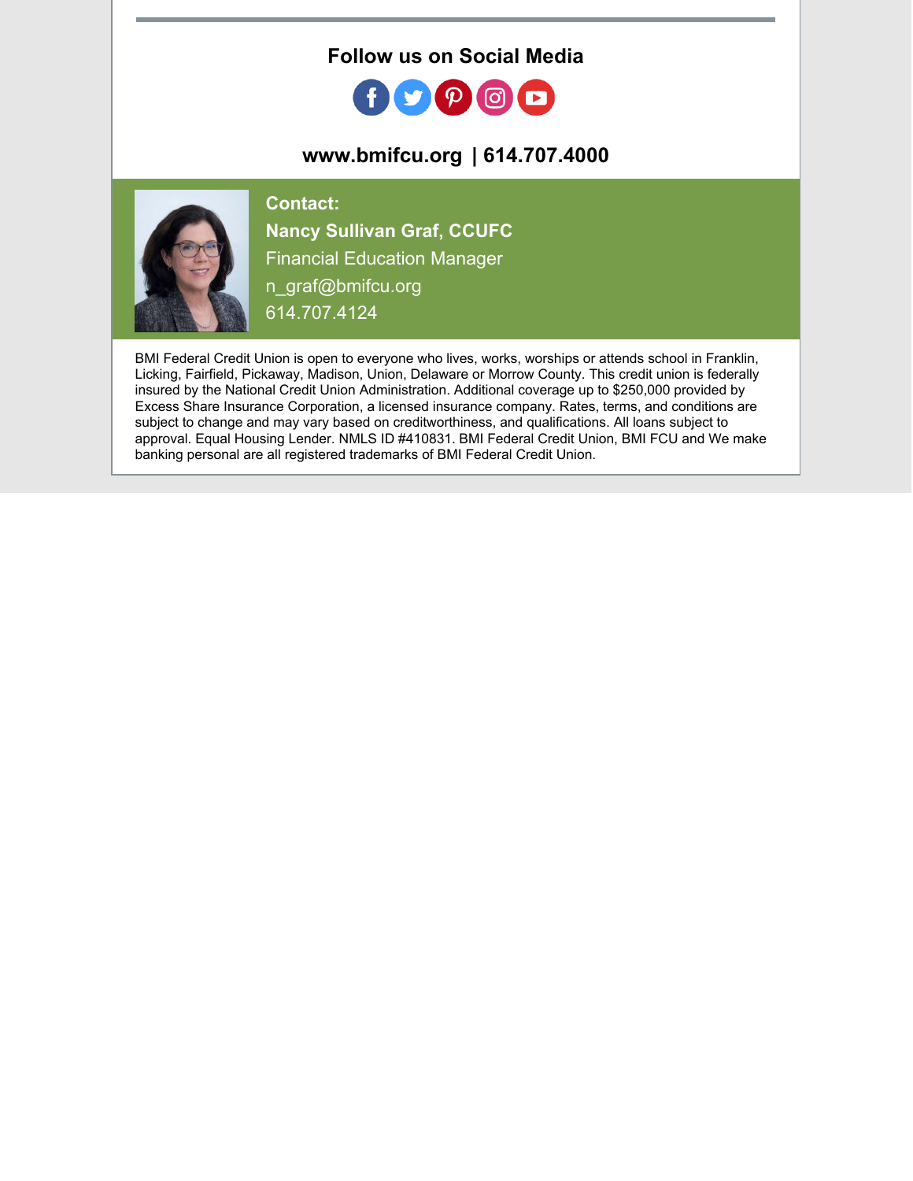## Follow us on Social Media

**www.bmifcu.org | 614.707.4000**

**Contact:**
**Nancy Sullivan Graf, CCUFC**
Financial Education Manager
n_graf@bmifcu.org
614.707.4124

BMI Federal Credit Union is open to everyone who lives, works, worships or attends school in Franklin, Licking, Fairfield, Pickaway, Madison, Union, Delaware or Morrow County. This credit union is federally insured by the National Credit Union Administration. Additional coverage up to $250,000 provided by Excess Share Insurance Corporation, a licensed insurance company. Rates, terms, and conditions are subject to change and may vary based on creditworthiness, and qualifications. All loans subject to approval. Equal Housing Lender. NMLS ID #410831. BMI Federal Credit Union, BMI FCU and We make banking personal are all registered trademarks of BMI Federal Credit Union.